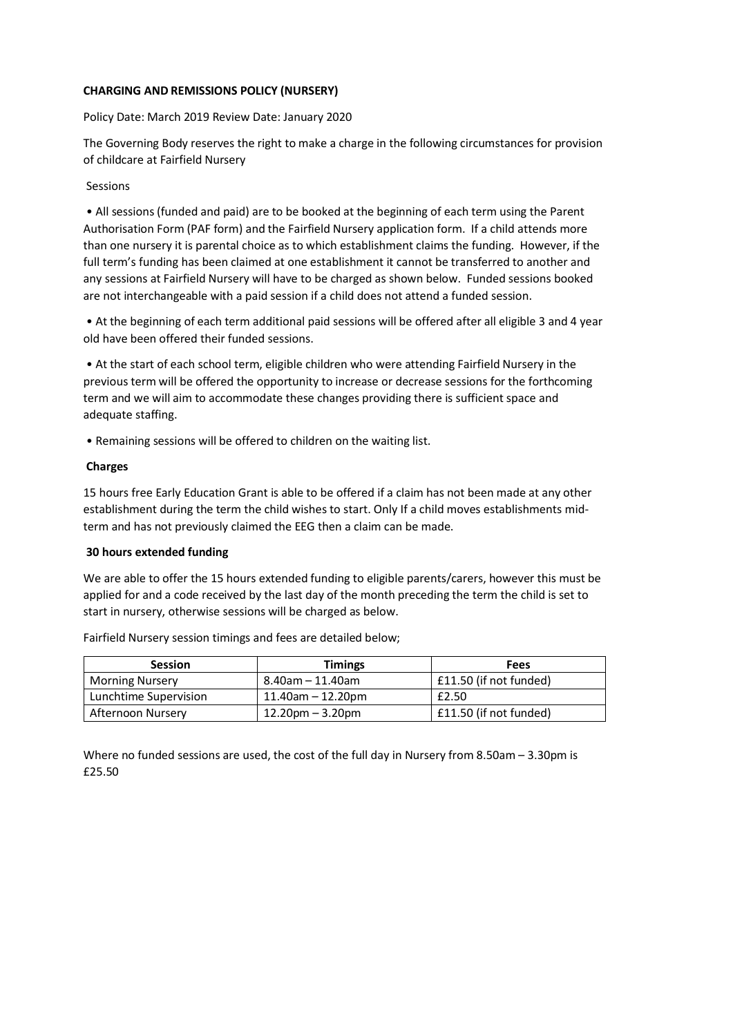**CHARGING AND REMISSIONS POLICY (NURSERY)**

Policy Date: March 2019 Review Date: January 2020

The Governing Body reserves the right to make a charge in the following circumstances for provision of childcare at Fairfield Nursery

Sessions

- All sessions (funded and paid) are to be booked at the beginning of each term using the Parent Authorisation Form (PAF form) and the Fairfield Nursery application form. If a child attends more than one nursery it is parental choice as to which establishment claims the funding. However, if the full term's funding has been claimed at one establishment it cannot be transferred to another and any sessions at Fairfield Nursery will have to be charged as shown below. Funded sessions booked are not interchangeable with a paid session if a child does not attend a funded session.

- At the beginning of each term additional paid sessions will be offered after all eligible 3 and 4 year old have been offered their funded sessions.

- At the start of each school term, eligible children who were attending Fairfield Nursery in the previous term will be offered the opportunity to increase or decrease sessions for the forthcoming term and we will aim to accommodate these changes providing there is sufficient space and adequate staffing.

- Remaining sessions will be offered to children on the waiting list.

**Charges**

15 hours free Early Education Grant is able to be offered if a claim has not been made at any other establishment during the term the child wishes to start. Only If a child moves establishments mid-term and has not previously claimed the EEG then a claim can be made.

**30 hours extended funding**

We are able to offer the 15 hours extended funding to eligible parents/carers, however this must be applied for and a code received by the last day of the month preceding the term the child is set to start in nursery, otherwise sessions will be charged as below.

Fairfield Nursery session timings and fees are detailed below;

| Session | Timings | Fees |
|---|---|---|
| Morning Nursery | 8.40am – 11.40am | £11.50 (if not funded) |
| Lunchtime Supervision | 11.40am – 12.20pm | £2.50 |
| Afternoon Nursery | 12.20pm – 3.20pm | £11.50 (if not funded) |

Where no funded sessions are used, the cost of the full day in Nursery from 8.50am – 3.30pm is £25.50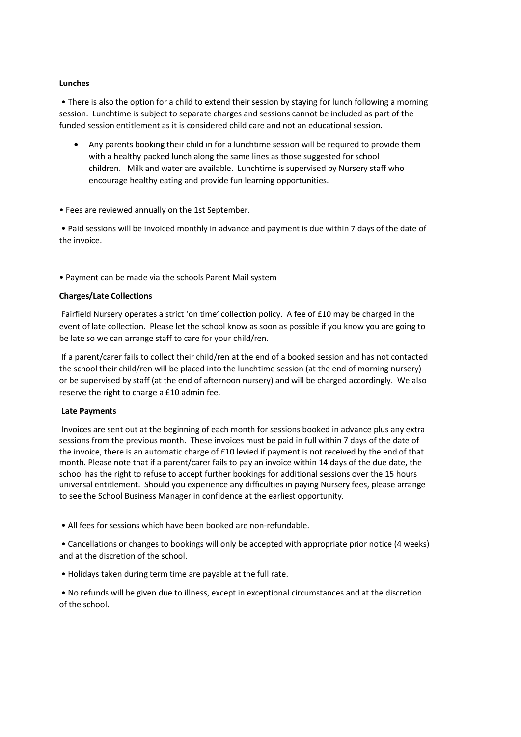**Lunches**

- There is also the option for a child to extend their session by staying for lunch following a morning session. Lunchtime is subject to separate charges and sessions cannot be included as part of the funded session entitlement as it is considered child care and not an educational session.

  - Any parents booking their child in for a lunchtime session will be required to provide them with a healthy packed lunch along the same lines as those suggested for school children. Milk and water are available. Lunchtime is supervised by Nursery staff who encourage healthy eating and provide fun learning opportunities.

- Fees are reviewed annually on the 1st September.

- Paid sessions will be invoiced monthly in advance and payment is due within 7 days of the date of the invoice.

- Payment can be made via the schools Parent Mail system

**Charges/Late Collections**

Fairfield Nursery operates a strict 'on time' collection policy. A fee of £10 may be charged in the event of late collection. Please let the school know as soon as possible if you know you are going to be late so we can arrange staff to care for your child/ren.

If a parent/carer fails to collect their child/ren at the end of a booked session and has not contacted the school their child/ren will be placed into the lunchtime session (at the end of morning nursery) or be supervised by staff (at the end of afternoon nursery) and will be charged accordingly. We also reserve the right to charge a £10 admin fee.

**Late Payments**

Invoices are sent out at the beginning of each month for sessions booked in advance plus any extra sessions from the previous month. These invoices must be paid in full within 7 days of the date of the invoice, there is an automatic charge of £10 levied if payment is not received by the end of that month. Please note that if a parent/carer fails to pay an invoice within 14 days of the due date, the school has the right to refuse to accept further bookings for additional sessions over the 15 hours universal entitlement. Should you experience any difficulties in paying Nursery fees, please arrange to see the School Business Manager in confidence at the earliest opportunity.

- All fees for sessions which have been booked are non-refundable.

- Cancellations or changes to bookings will only be accepted with appropriate prior notice (4 weeks) and at the discretion of the school.

- Holidays taken during term time are payable at the full rate.

- No refunds will be given due to illness, except in exceptional circumstances and at the discretion of the school.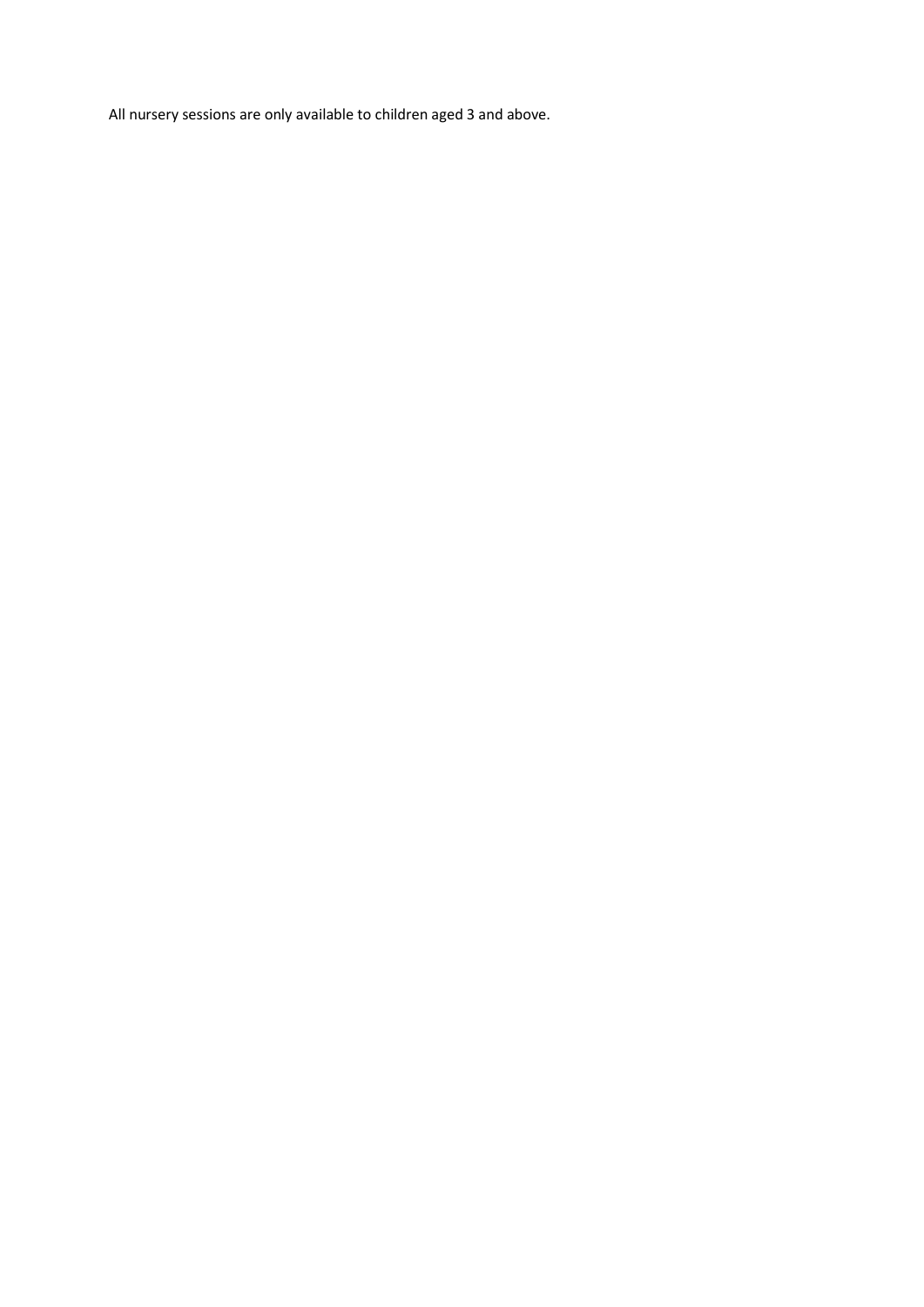All nursery sessions are only available to children aged 3 and above.